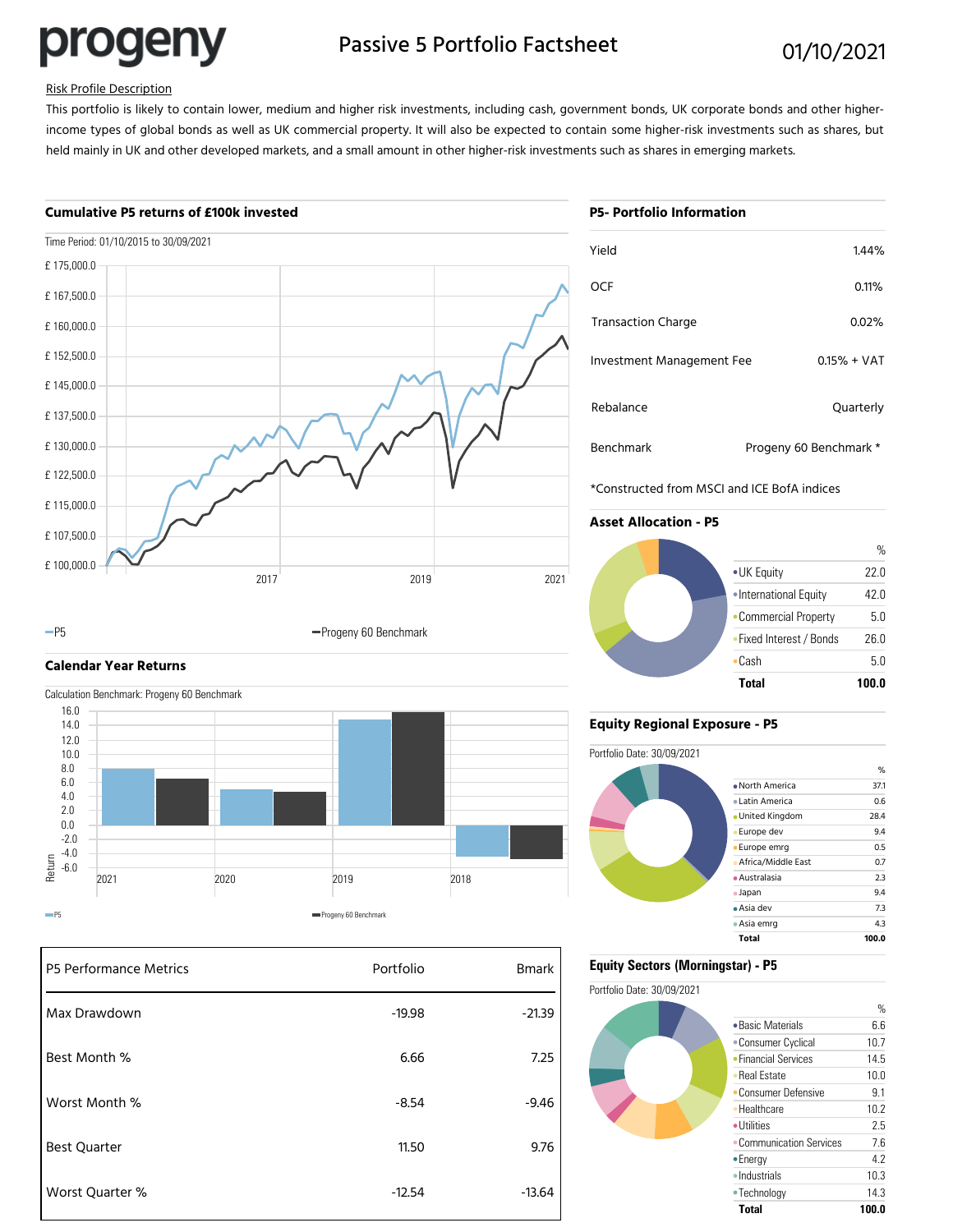# progeny

## Passive 5 Portfolio Factsheet

01/10/2021

Risk Profile Description

This portfolio is likely to contain lower, medium and higher risk investments, including cash, government bonds, UK corporate bonds and other higher-income types of global bonds as well as UK commercial property. It will also be expected to contain some higher-risk investments such as shares, but held mainly in UK and other developed markets, and a small amount in other higher-risk investments such as shares in emerging markets.

### Cumulative P5 returns of £100k invested

Time Period: 01/10/2015 to 30/09/2021

Legend: P5, Progeny 60 Benchmark

### P5- Portfolio Information

| | |
|---|---|
| Yield | 1.44% |
| OCF | 0.11% |
| Transaction Charge | 0.02% |
| Investment Management Fee | 0.15% + VAT |
| Rebalance | Quarterly |
| Benchmark | Progeny 60 Benchmark * |

*Constructed from MSCI and ICE BofA indices

### Asset Allocation - P5

| | % |
|---|---|
| UK Equity | 22.0 |
| International Equity | 42.0 |
| Commercial Property | 5.0 |
| Fixed Interest / Bonds | 26.0 |
| Cash | 5.0 |
| **Total** | **100.0** |

### Calendar Year Returns

Calculation Benchmark: Progeny 60 Benchmark

Legend: P5, Progeny 60 Benchmark

### Equity Regional Exposure - P5

Portfolio Date: 30/09/2021

| | % |
|---|---|
| North America | 37.1 |
| Latin America | 0.6 |
| United Kingdom | 28.4 |
| Europe dev | 9.4 |
| Europe emrg | 0.5 |
| Africa/Middle East | 0.7 |
| Australasia | 2.3 |
| Japan | 9.4 |
| Asia dev | 7.3 |
| Asia emrg | 4.3 |
| **Total** | **100.0** |

| P5 Performance Metrics | Portfolio | Bmark |
|---|---|---|
| Max Drawdown | -19.98 | -21.39 |
| Best Month % | 6.66 | 7.25 |
| Worst Month % | -8.54 | -9.46 |
| Best Quarter | 11.50 | 9.76 |
| Worst Quarter % | -12.54 | -13.64 |

### Equity Sectors (Morningstar) - P5

Portfolio Date: 30/09/2021

| | % |
|---|---|
| Basic Materials | 6.6 |
| Consumer Cyclical | 10.7 |
| Financial Services | 14.5 |
| Real Estate | 10.0 |
| Consumer Defensive | 9.1 |
| Healthcare | 10.2 |
| Utilities | 2.5 |
| Communication Services | 7.6 |
| Energy | 4.2 |
| Industrials | 10.3 |
| Technology | 14.3 |
| **Total** | **100.0** |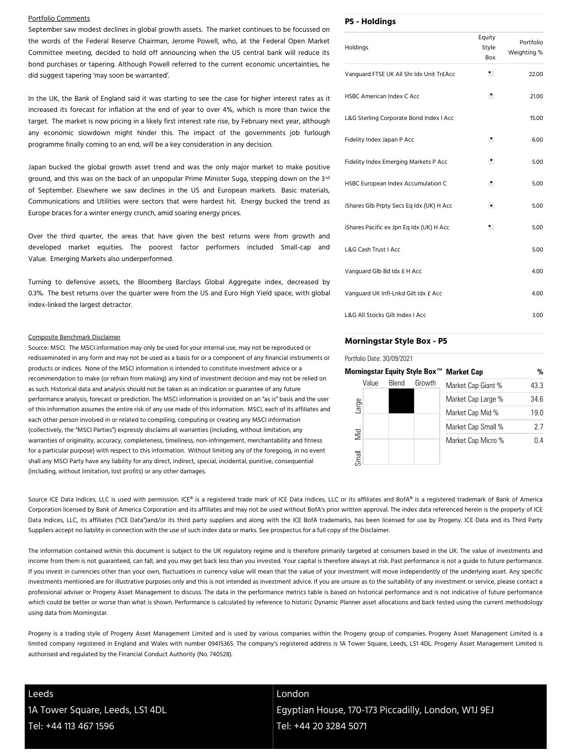Portfolio Comments

September saw modest declines in global growth assets. The market continues to be focussed on the words of the Federal Reserve Chairman, Jerome Powell, who, at the Federal Open Market Committee meeting, decided to hold off announcing when the US central bank will reduce its bond purchases or tapering. Although Powell referred to the current economic uncertainties, he did suggest tapering 'may soon be warranted'.

In the UK, the Bank of England said it was starting to see the case for higher interest rates as it increased its forecast for inflation at the end of year to over 4%, which is more than twice the target. The market is now pricing in a likely first interest rate rise, by February next year, although any economic slowdown might hinder this. The impact of the governments job furlough programme finally coming to an end, will be a key consideration in any decision.

Japan bucked the global growth asset trend and was the only major market to make positive ground, and this was on the back of an unpopular Prime Minister Suga, stepping down on the 3rd of September. Elsewhere we saw declines in the US and European markets. Basic materials, Communications and Utilities were sectors that were hardest hit. Energy bucked the trend as Europe braces for a winter energy crunch, amid soaring energy prices.

Over the third quarter, the areas that have given the best returns were from growth and developed market equities. The poorest factor performers included Small-cap and Value. Emerging Markets also underperformed.

Turning to defensive assets, the Bloomberg Barclays Global Aggregate index, decreased by 0.3%. The best returns over the quarter were from the US and Euro High Yield space, with global index-linked the largest detractor.

## P5 - Holdings

| Holdings | Equity Style Box | Portfolio Weighting % |
|---|---|---|
| Vanguard FTSE UK All Shr Idx Unit Tr£Acc | | 22.00 |
| HSBC American Index C Acc | | 21.00 |
| L&G Sterling Corporate Bond Index I Acc | | 15.00 |
| Fidelity Index Japan P Acc | | 6.00 |
| Fidelity Index Emerging Markets P Acc | | 5.00 |
| HSBC European Index Accumulation C | | 5.00 |
| iShares Glb Prpty Secs Eq Idx (UK) H Acc | | 5.00 |
| iShares Pacific ex Jpn Eq Idx (UK) H Acc | | 5.00 |
| L&G Cash Trust I Acc | | 5.00 |
| Vanguard Glb Bd Idx £ H Acc | | 4.00 |
| Vanguard UK Infl-Lnkd Gilt Idx £ Acc | | 4.00 |
| L&G All Stocks Gilt Index I Acc | | 3.00 |

Composite Benchmark Disclaimer

Source: MSCI. The MSCI information may only be used for your internal use, may not be reproduced or redisseminated in any form and may not be used as a basis for or a component of any financial instruments or products or indices. None of the MSCI information is intended to constitute investment advice or a recommendation to make (or refrain from making) any kind of investment decision and may not be relied on as such. Historical data and analysis should not be taken as an indication or guarantee of any future performance analysis, forecast or prediction. The MSCI information is provided on an "as is" basis and the user of this information assumes the entire risk of any use made of this information. MSCI, each of its affiliates and each other person involved in or related to compiling, computing or creating any MSCI information (collectively, the "MSCI Parties") expressly disclaims all warranties (including, without limitation, any warranties of originality, accuracy, completeness, timeliness, non-infringement, merchantability and fitness for a particular purpose) with respect to this information. Without limiting any of the foregoing, in no event shall any MSCI Party have any liability for any direct, indirect, special, incidental, punitive, consequential (including, without limitation, lost profits) or any other damages.

## Morningstar Style Box - P5

Portfolio Date: 30/09/2021

Morningstar Equity Style Box™

Value Blend Growth

Large Mid Small

| Market Cap | % |
|---|---|
| Market Cap Giant % | 43.3 |
| Market Cap Large % | 34.6 |
| Market Cap Mid % | 19.0 |
| Market Cap Small % | 2.7 |
| Market Cap Micro % | 0.4 |

Source ICE Data Indices, LLC is used with permission. ICE® is a registered trade mark of ICE Data Indices, LLC or its affiliates and BofA® is a registered trademark of Bank of America Corporation licensed by Bank of America Corporation and its affiliates and may not be used without BofA's prior written approval. The index data referenced herein is the property of ICE Data Indices, LLC, its affiliates ("ICE Data")and/or its third party suppliers and along with the ICE BofA trademarks, has been licensed for use by Progeny. ICE Data and its Third Party Suppliers accept no liability in connection with the use of such index data or marks. See prospectus for a full copy of the Disclaimer.

The information contained within this document is subject to the UK regulatory regime and is therefore primarily targeted at consumers based in the UK. The value of investments and income from them is not guaranteed, can fall, and you may get back less than you invested. Your capital is therefore always at risk. Past performance is not a guide to future performance. If you invest in currencies other than your own, fluctuations in currency value will mean that the value of your investment will move independently of the underlying asset. Any specific investments mentioned are for illustrative purposes only and this is not intended as investment advice. If you are unsure as to the suitability of any investment or service, please contact a professional adviser or Progeny Asset Management to discuss. The data in the performance metrics table is based on historical performance and is not indicative of future performance which could be better or worse than what is shown. Performance is calculated by reference to historic Dynamic Planner asset allocations and back tested using the current methodology using data from Morningstar.

Progeny is a trading style of Progeny Asset Management Limited and is used by various companies within the Progeny group of companies. Progeny Asset Management Limited is a limited company registered in England and Wales with number 09415365. The company's registered address is 1A Tower Square, Leeds, LS1 4DL. Progeny Asset Management Limited is authorised and regulated by the Financial Conduct Authority (No. 740528).

| Leeds | London |
|---|---|
| 1A Tower Square, Leeds, LS1 4DL | Egyptian House, 170-173 Piccadilly, London, W1J 9EJ |
| Tel: +44 113 467 1596 | Tel: +44 20 3284 5071 |